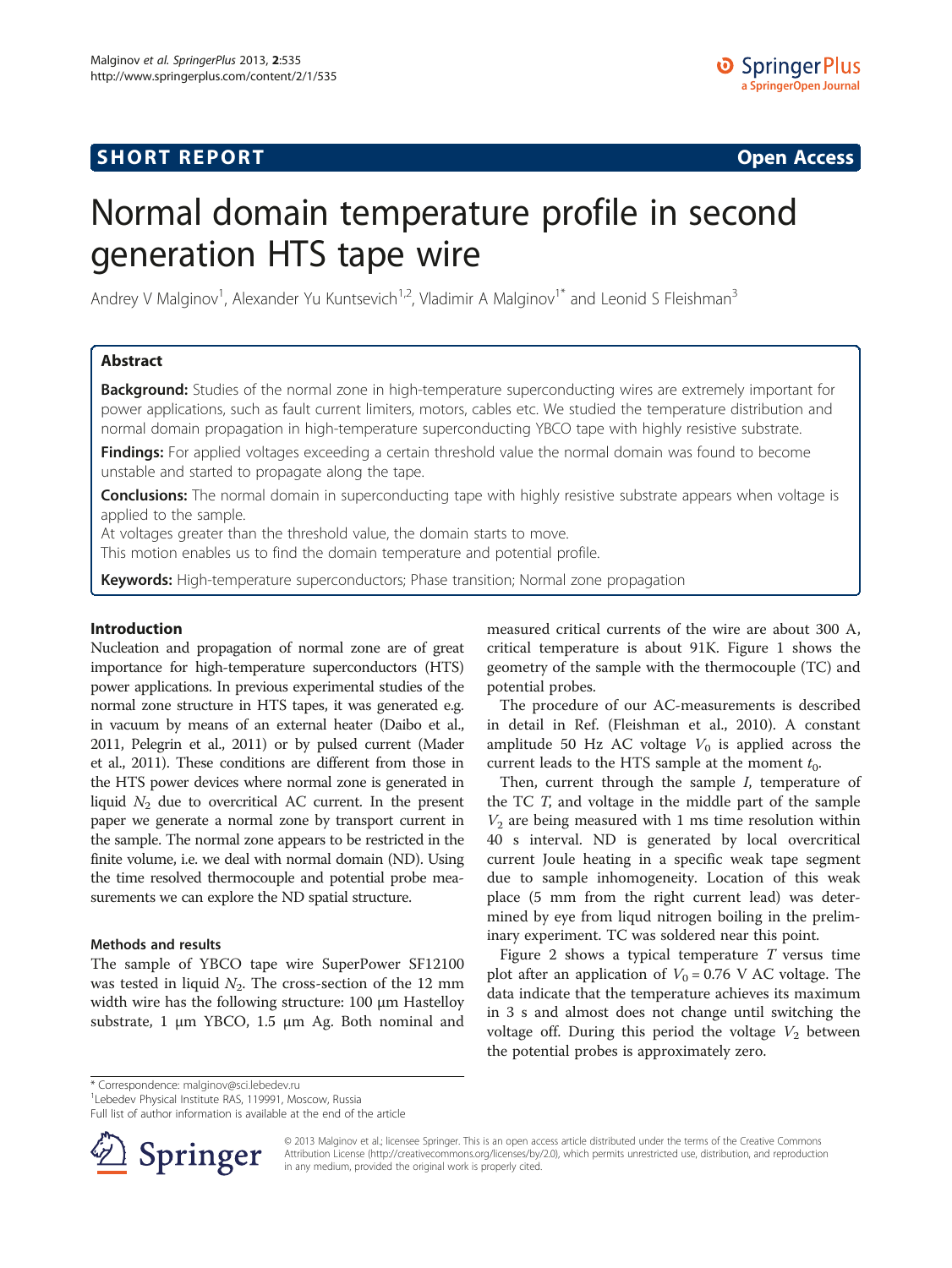**SHORT REPORT** **Open Access**

# Normal domain temperature profile in second generation HTS tape wire

Andrey V Malginov[1], Alexander Yu Kuntsevich[1,2], Vladimir A Malginov[1*] and Leonid S Fleishman[3]

## Abstract

**Background:** Studies of the normal zone in high-temperature superconducting wires are extremely important for power applications, such as fault current limiters, motors, cables etc. We studied the temperature distribution and normal domain propagation in high-temperature superconducting YBCO tape with highly resistive substrate.

**Findings:** For applied voltages exceeding a certain threshold value the normal domain was found to become unstable and started to propagate along the tape.

**Conclusions:** The normal domain in superconducting tape with highly resistive substrate appears when voltage is applied to the sample.

At voltages greater than the threshold value, the domain starts to move.

This motion enables us to find the domain temperature and potential profile.

**Keywords:** High-temperature superconductors; Phase transition; Normal zone propagation

## Introduction

Nucleation and propagation of normal zone are of great importance for high-temperature superconductors (HTS) power applications. In previous experimental studies of the normal zone structure in HTS tapes, it was generated e.g. in vacuum by means of an external heater (Daibo et al., 2011, Pelegrin et al., 2011) or by pulsed current (Mader et al., 2011). These conditions are different from those in the HTS power devices where normal zone is generated in liquid $N_2$ due to overcritical AC current. In the present paper we generate a normal zone by transport current in the sample. The normal zone appears to be restricted in the finite volume, i.e. we deal with normal domain (ND). Using the time resolved thermocouple and potential probe measurements we can explore the ND spatial structure.

### Methods and results

The sample of YBCO tape wire SuperPower SF12100 was tested in liquid $N_2$. The cross-section of the 12 mm width wire has the following structure: 100 μm Hastelloy substrate, 1 μm YBCO, 1.5 μm Ag. Both nominal and measured critical currents of the wire are about 300 A, critical temperature is about 91K. Figure 1 shows the geometry of the sample with the thermocouple (TC) and potential probes.

The procedure of our AC-measurements is described in detail in Ref. (Fleishman et al., 2010). A constant amplitude 50 Hz AC voltage $V_0$ is applied across the current leads to the HTS sample at the moment $t_0$.

Then, current through the sample $I$, temperature of the TC $T$, and voltage in the middle part of the sample $V_2$ are being measured with 1 ms time resolution within 40 s interval. ND is generated by local overcritical current Joule heating in a specific weak tape segment due to sample inhomogeneity. Location of this weak place (5 mm from the right current lead) was determined by eye from liqud nitrogen boiling in the preliminary experiment. TC was soldered near this point.

Figure 2 shows a typical temperature $T$ versus time plot after an application of $V_0 = 0.76$ V AC voltage. The data indicate that the temperature achieves its maximum in 3 s and almost does not change until switching the voltage off. During this period the voltage $V_2$ between the potential probes is approximately zero.

---

* Correspondence: malginov@sci.lebedev.ru

[1]Lebedev Physical Institute RAS, 119991, Moscow, Russia

Full list of author information is available at the end of the article

© 2013 Malginov et al.; licensee Springer. This is an open access article distributed under the terms of the Creative Commons Attribution License (http://creativecommons.org/licenses/by/2.0), which permits unrestricted use, distribution, and reproduction in any medium, provided the original work is properly cited.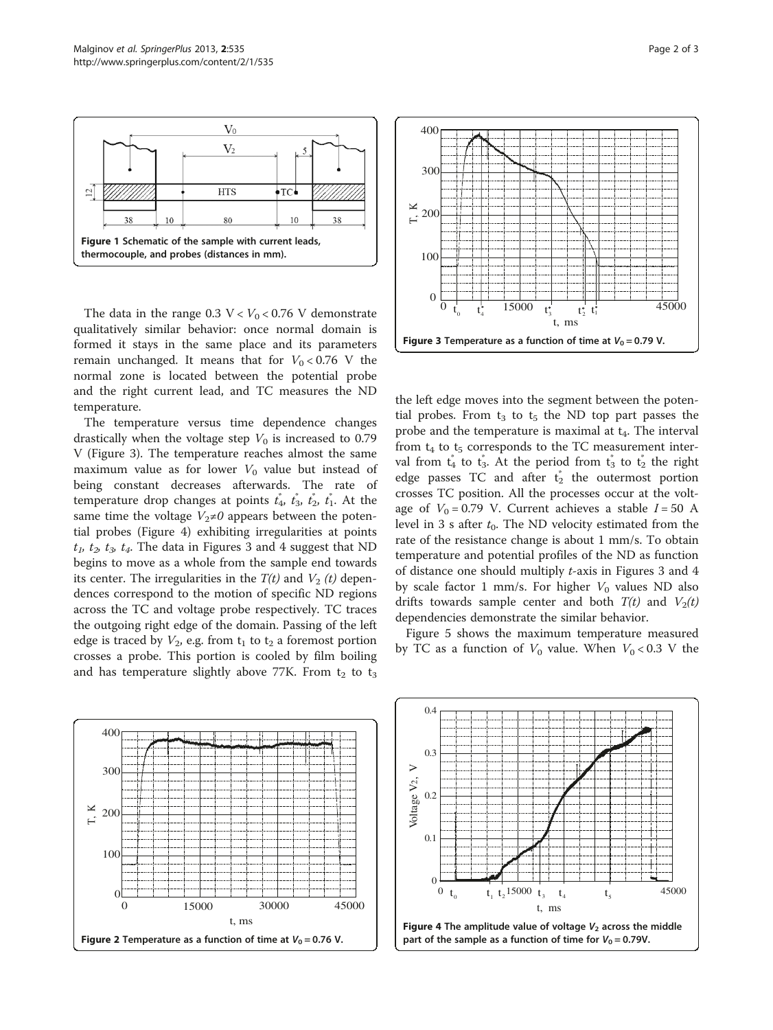Figure 1 Schematic of the sample with current leads, thermocouple, and probes (distances in mm).

The data in the range 0.3 V < $V_0$ < 0.76 V demonstrate qualitatively similar behavior: once normal domain is formed it stays in the same place and its parameters remain unchanged. It means that for $V_0$ < 0.76 V the normal zone is located between the potential probe and the right current lead, and TC measures the ND temperature.

The temperature versus time dependence changes drastically when the voltage step $V_0$ is increased to 0.79 V (Figure 3). The temperature reaches almost the same maximum value as for lower $V_0$ value but instead of being constant decreases afterwards. The rate of temperature drop changes at points $t_4^*$, $t_3^*$, $t_2^*$, $t_1^*$. At the same time the voltage $V_2 \neq 0$ appears between the potential probes (Figure 4) exhibiting irregularities at points $t_1$, $t_2$, $t_3$, $t_4$. The data in Figures 3 and 4 suggest that ND begins to move as a whole from the sample end towards its center. The irregularities in the $T(t)$ and $V_2$ $(t)$ dependences correspond to the motion of specific ND regions across the TC and voltage probe respectively. TC traces the outgoing right edge of the domain. Passing of the left edge is traced by $V_2$, e.g. from $t_1$ to $t_2$ a foremost portion crosses a probe. This portion is cooled by film boiling and has temperature slightly above 77K. From $t_2$ to $t_3$ the left edge moves into the segment between the potential probes. From $t_3$ to $t_5$ the ND top part passes the probe and the temperature is maximal at $t_4$. The interval from $t_4$ to $t_5$ corresponds to the TC measurement interval from $t_4^*$ to $t_3^*$. At the period from $t_3^*$ to $t_2^*$ the right edge passes TC and after $t_2^*$ the outermost portion crosses TC position. All the processes occur at the voltage of $V_0$ = 0.79 V. Current achieves a stable $I$ = 50 A level in 3 s after $t_0$. The ND velocity estimated from the rate of the resistance change is about 1 mm/s. To obtain temperature and potential profiles of the ND as function of distance one should multiply $t$-axis in Figures 3 and 4 by scale factor 1 mm/s. For higher $V_0$ values ND also drifts towards sample center and both $T(t)$ and $V_2(t)$ dependencies demonstrate the similar behavior.

Figure 5 shows the maximum temperature measured by TC as a function of $V_0$ value. When $V_0$ < 0.3 V the

Figure 2 Temperature as a function of time at $V_0$ = 0.76 V.

Figure 3 Temperature as a function of time at $V_0$ = 0.79 V.

Figure 4 The amplitude value of voltage $V_2$ across the middle part of the sample as a function of time for $V_0$ = 0.79V.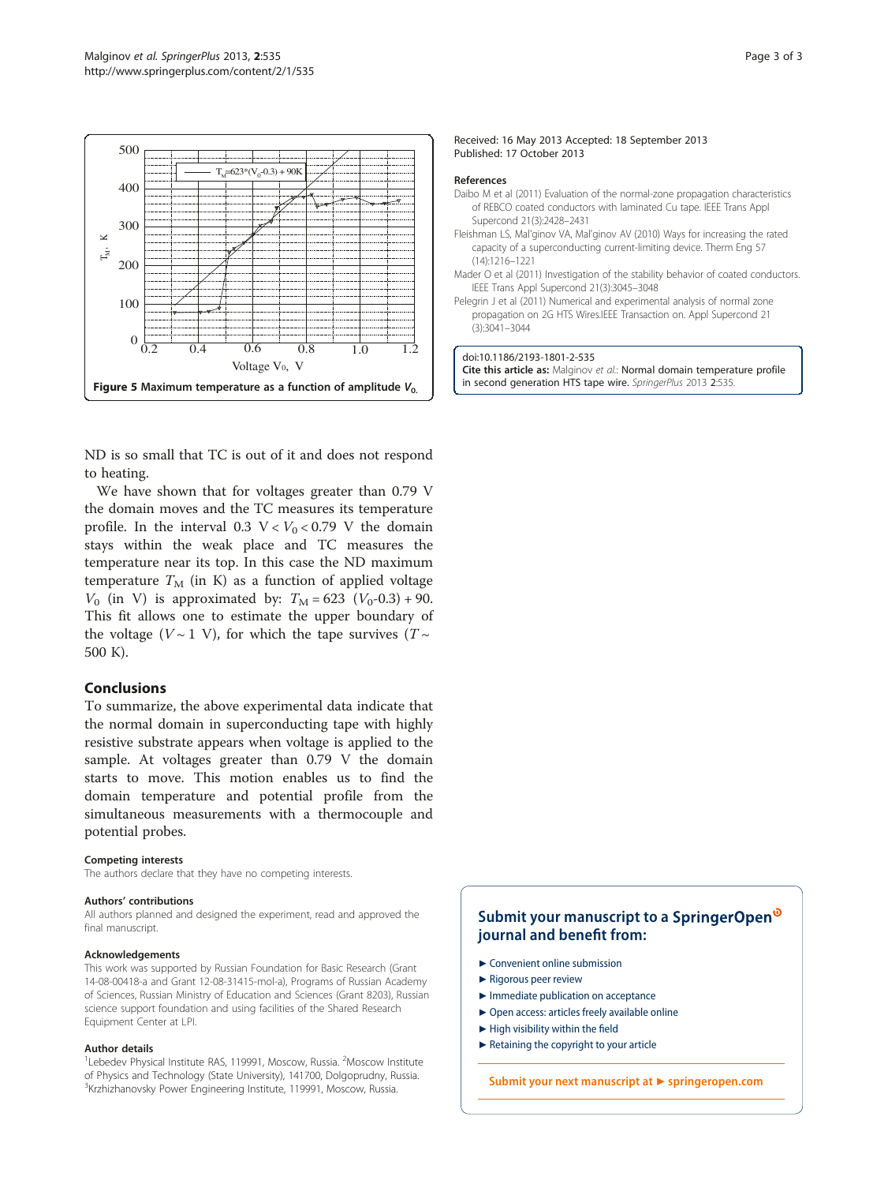500
400
300
200
100
0
$T_M$, K
0.2 0.4 0.6 0.8 1.0 1.2
Voltage $V_0$, V
$T_M$=623*($V_0$-0.3) + 90K

**Figure 5** Maximum temperature as a function of amplitude $V_0$.

ND is so small that TC is out of it and does not respond to heating.

We have shown that for voltages greater than 0.79 V the domain moves and the TC measures its temperature profile. In the interval 0.3 V < $V_0$ < 0.79 V the domain stays within the weak place and TC measures the temperature near its top. In this case the ND maximum temperature $T_M$ (in K) as a function of applied voltage $V_0$ (in V) is approximated by: $T_M = 623\ (V_0\text{-}0.3) + 90$. This fit allows one to estimate the upper boundary of the voltage ($V \sim 1$ V), for which the tape survives ($T \sim$ 500 K).

## Conclusions

To summarize, the above experimental data indicate that the normal domain in superconducting tape with highly resistive substrate appears when voltage is applied to the sample. At voltages greater than 0.79 V the domain starts to move. This motion enables us to find the domain temperature and potential profile from the simultaneous measurements with a thermocouple and potential probes.

#### Competing interests

The authors declare that they have no competing interests.

#### Authors' contributions

All authors planned and designed the experiment, read and approved the final manuscript.

#### Acknowledgements

This work was supported by Russian Foundation for Basic Research (Grant 14-08-00418-a and Grant 12-08-31415-mol-a), Programs of Russian Academy of Sciences, Russian Ministry of Education and Sciences (Grant 8203), Russian science support foundation and using facilities of the Shared Research Equipment Center at LPI.

#### Author details

[1]Lebedev Physical Institute RAS, 119991, Moscow, Russia. [2]Moscow Institute of Physics and Technology (State University), 141700, Dolgoprudny, Russia. [3]Krzhizhanovsky Power Engineering Institute, 119991, Moscow, Russia.

Received: 16 May 2013 Accepted: 18 September 2013
Published: 17 October 2013

#### References

Daibo M et al (2011) Evaluation of the normal-zone propagation characteristics of REBCO coated conductors with laminated Cu tape. IEEE Trans Appl Supercond 21(3):2428–2431

Fleishman LS, Mal'ginov VA, Mal'ginov AV (2010) Ways for increasing the rated capacity of a superconducting current-limiting device. Therm Eng 57 (14):1216–1221

Mader O et al (2011) Investigation of the stability behavior of coated conductors. IEEE Trans Appl Supercond 21(3):3045–3048

Pelegrin J et al (2011) Numerical and experimental analysis of normal zone propagation on 2G HTS Wires.IEEE Transaction on. Appl Supercond 21 (3):3041–3044

doi:10.1186/2193-1801-2-535
**Cite this article as:** Malginov *et al.*: Normal domain temperature profile in second generation HTS tape wire. *SpringerPlus* 2013 **2**:535.

**Submit your manuscript to a SpringerOpen journal and benefit from:**

- ► Convenient online submission
- ► Rigorous peer review
- ► Immediate publication on acceptance
- ► Open access: articles freely available online
- ► High visibility within the field
- ► Retaining the copyright to your article

**Submit your next manuscript at ► springeropen.com**